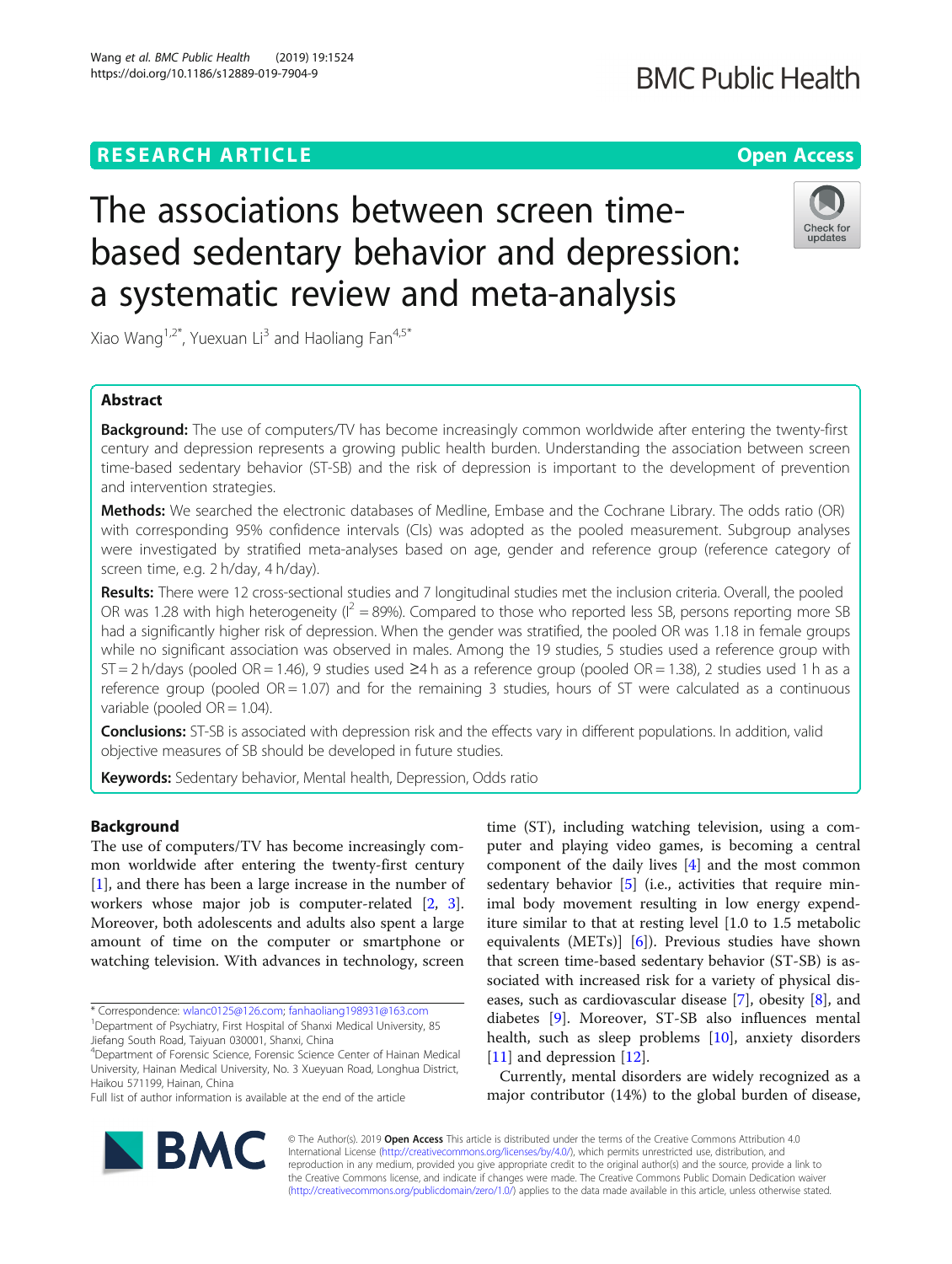RESEARCH ARTICLE

Open Access

# The associations between screen time-based sedentary behavior and depression: a systematic review and meta-analysis

Xiao Wang[1,2*], Yuexuan Li[3] and Haoliang Fan[4,5*]

## Abstract

**Background:** The use of computers/TV has become increasingly common worldwide after entering the twenty-first century and depression represents a growing public health burden. Understanding the association between screen time-based sedentary behavior (ST-SB) and the risk of depression is important to the development of prevention and intervention strategies.

**Methods:** We searched the electronic databases of Medline, Embase and the Cochrane Library. The odds ratio (OR) with corresponding 95% confidence intervals (CIs) was adopted as the pooled measurement. Subgroup analyses were investigated by stratified meta-analyses based on age, gender and reference group (reference category of screen time, e.g. 2 h/day, 4 h/day).

**Results:** There were 12 cross-sectional studies and 7 longitudinal studies met the inclusion criteria. Overall, the pooled OR was 1.28 with high heterogeneity ($I^2$ = 89%). Compared to those who reported less SB, persons reporting more SB had a significantly higher risk of depression. When the gender was stratified, the pooled OR was 1.18 in female groups while no significant association was observed in males. Among the 19 studies, 5 studies used a reference group with ST = 2 h/days (pooled OR = 1.46), 9 studies used ≥4 h as a reference group (pooled OR = 1.38), 2 studies used 1 h as a reference group (pooled OR = 1.07) and for the remaining 3 studies, hours of ST were calculated as a continuous variable (pooled OR = 1.04).

**Conclusions:** ST-SB is associated with depression risk and the effects vary in different populations. In addition, valid objective measures of SB should be developed in future studies.

**Keywords:** Sedentary behavior, Mental health, Depression, Odds ratio

## Background

The use of computers/TV has become increasingly common worldwide after entering the twenty-first century [1], and there has been a large increase in the number of workers whose major job is computer-related [2, 3]. Moreover, both adolescents and adults also spent a large amount of time on the computer or smartphone or watching television. With advances in technology, screen time (ST), including watching television, using a computer and playing video games, is becoming a central component of the daily lives [4] and the most common sedentary behavior [5] (i.e., activities that require minimal body movement resulting in low energy expenditure similar to that at resting level [1.0 to 1.5 metabolic equivalents (METs)] [6]). Previous studies have shown that screen time-based sedentary behavior (ST-SB) is associated with increased risk for a variety of physical diseases, such as cardiovascular disease [7], obesity [8], and diabetes [9]. Moreover, ST-SB also influences mental health, such as sleep problems [10], anxiety disorders [11] and depression [12].

Currently, mental disorders are widely recognized as a major contributor (14%) to the global burden of disease,

\* Correspondence: wlanc0125@126.com; fanhaoliang198931@163.com
[1]Department of Psychiatry, First Hospital of Shanxi Medical University, 85 Jiefang South Road, Taiyuan 030001, Shanxi, China
[4]Department of Forensic Science, Forensic Science Center of Hainan Medical University, Hainan Medical University, No. 3 Xueyuan Road, Longhua District, Haikou 571199, Hainan, China
Full list of author information is available at the end of the article

© The Author(s). 2019 **Open Access** This article is distributed under the terms of the Creative Commons Attribution 4.0 International License (http://creativecommons.org/licenses/by/4.0/), which permits unrestricted use, distribution, and reproduction in any medium, provided you give appropriate credit to the original author(s) and the source, provide a link to the Creative Commons license, and indicate if changes were made. The Creative Commons Public Domain Dedication waiver (http://creativecommons.org/publicdomain/zero/1.0/) applies to the data made available in this article, unless otherwise stated.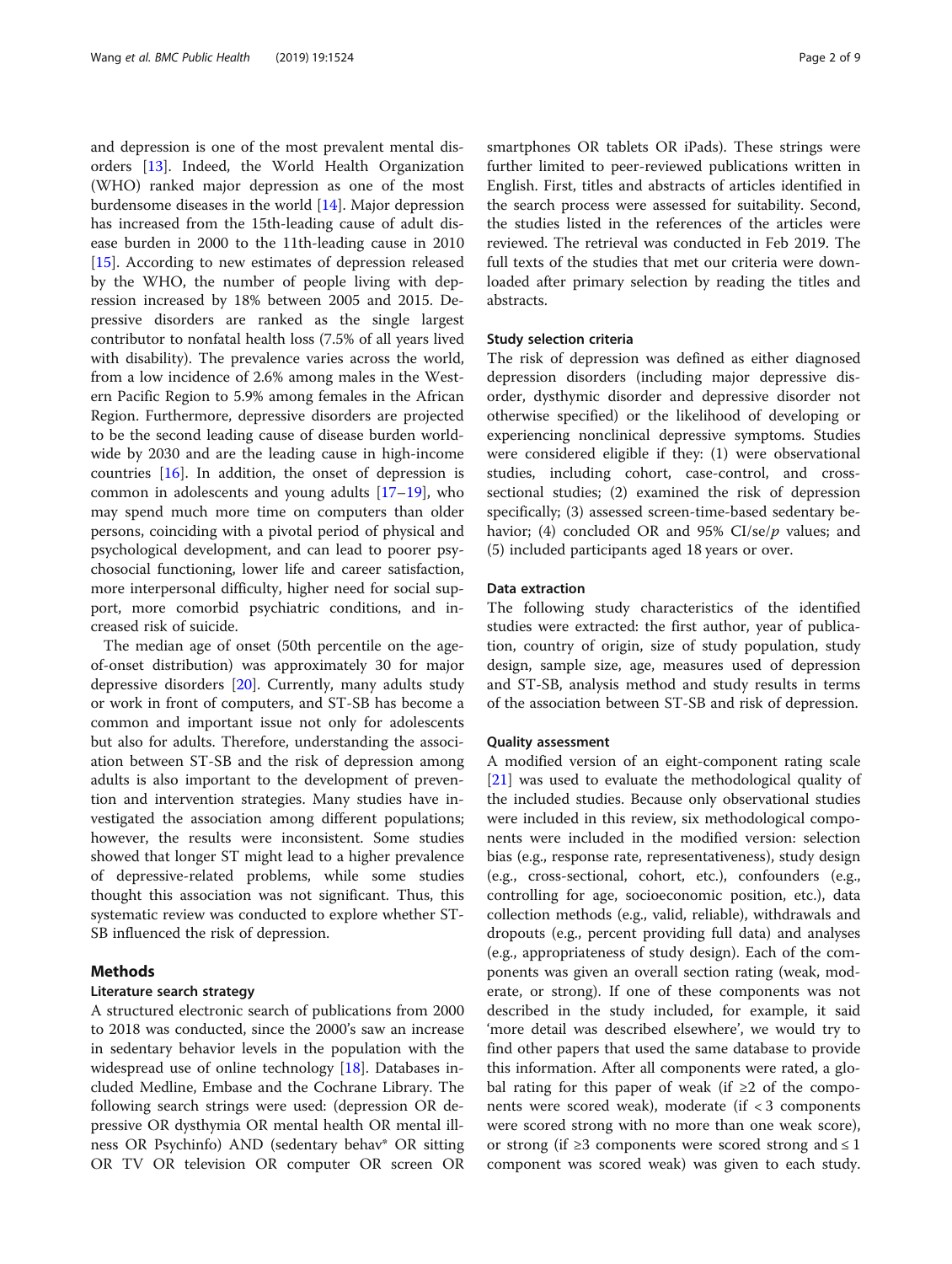and depression is one of the most prevalent mental disorders [13]. Indeed, the World Health Organization (WHO) ranked major depression as one of the most burdensome diseases in the world [14]. Major depression has increased from the 15th-leading cause of adult disease burden in 2000 to the 11th-leading cause in 2010 [15]. According to new estimates of depression released by the WHO, the number of people living with depression increased by 18% between 2005 and 2015. Depressive disorders are ranked as the single largest contributor to nonfatal health loss (7.5% of all years lived with disability). The prevalence varies across the world, from a low incidence of 2.6% among males in the Western Pacific Region to 5.9% among females in the African Region. Furthermore, depressive disorders are projected to be the second leading cause of disease burden worldwide by 2030 and are the leading cause in high-income countries [16]. In addition, the onset of depression is common in adolescents and young adults [17–19], who may spend much more time on computers than older persons, coinciding with a pivotal period of physical and psychological development, and can lead to poorer psychosocial functioning, lower life and career satisfaction, more interpersonal difficulty, higher need for social support, more comorbid psychiatric conditions, and increased risk of suicide.

The median age of onset (50th percentile on the age-of-onset distribution) was approximately 30 for major depressive disorders [20]. Currently, many adults study or work in front of computers, and ST-SB has become a common and important issue not only for adolescents but also for adults. Therefore, understanding the association between ST-SB and the risk of depression among adults is also important to the development of prevention and intervention strategies. Many studies have investigated the association among different populations; however, the results were inconsistent. Some studies showed that longer ST might lead to a higher prevalence of depressive-related problems, while some studies thought this association was not significant. Thus, this systematic review was conducted to explore whether ST-SB influenced the risk of depression.

## Methods

### Literature search strategy

A structured electronic search of publications from 2000 to 2018 was conducted, since the 2000's saw an increase in sedentary behavior levels in the population with the widespread use of online technology [18]. Databases included Medline, Embase and the Cochrane Library. The following search strings were used: (depression OR depressive OR dysthymia OR mental health OR mental illness OR Psychinfo) AND (sedentary behav* OR sitting OR TV OR television OR computer OR screen OR smartphones OR tablets OR iPads). These strings were further limited to peer-reviewed publications written in English. First, titles and abstracts of articles identified in the search process were assessed for suitability. Second, the studies listed in the references of the articles were reviewed. The retrieval was conducted in Feb 2019. The full texts of the studies that met our criteria were downloaded after primary selection by reading the titles and abstracts.

### Study selection criteria

The risk of depression was defined as either diagnosed depression disorders (including major depressive disorder, dysthymic disorder and depressive disorder not otherwise specified) or the likelihood of developing or experiencing nonclinical depressive symptoms. Studies were considered eligible if they: (1) were observational studies, including cohort, case-control, and cross-sectional studies; (2) examined the risk of depression specifically; (3) assessed screen-time-based sedentary behavior; (4) concluded OR and 95% CI/se/*p* values; and (5) included participants aged 18 years or over.

### Data extraction

The following study characteristics of the identified studies were extracted: the first author, year of publication, country of origin, size of study population, study design, sample size, age, measures used of depression and ST-SB, analysis method and study results in terms of the association between ST-SB and risk of depression.

### Quality assessment

A modified version of an eight-component rating scale [21] was used to evaluate the methodological quality of the included studies. Because only observational studies were included in this review, six methodological components were included in the modified version: selection bias (e.g., response rate, representativeness), study design (e.g., cross-sectional, cohort, etc.), confounders (e.g., controlling for age, socioeconomic position, etc.), data collection methods (e.g., valid, reliable), withdrawals and dropouts (e.g., percent providing full data) and analyses (e.g., appropriateness of study design). Each of the components was given an overall section rating (weak, moderate, or strong). If one of these components was not described in the study included, for example, it said 'more detail was described elsewhere', we would try to find other papers that used the same database to provide this information. After all components were rated, a global rating for this paper of weak (if ≥2 of the components were scored weak), moderate (if < 3 components were scored strong with no more than one weak score), or strong (if ≥3 components were scored strong and ≤ 1 component was scored weak) was given to each study.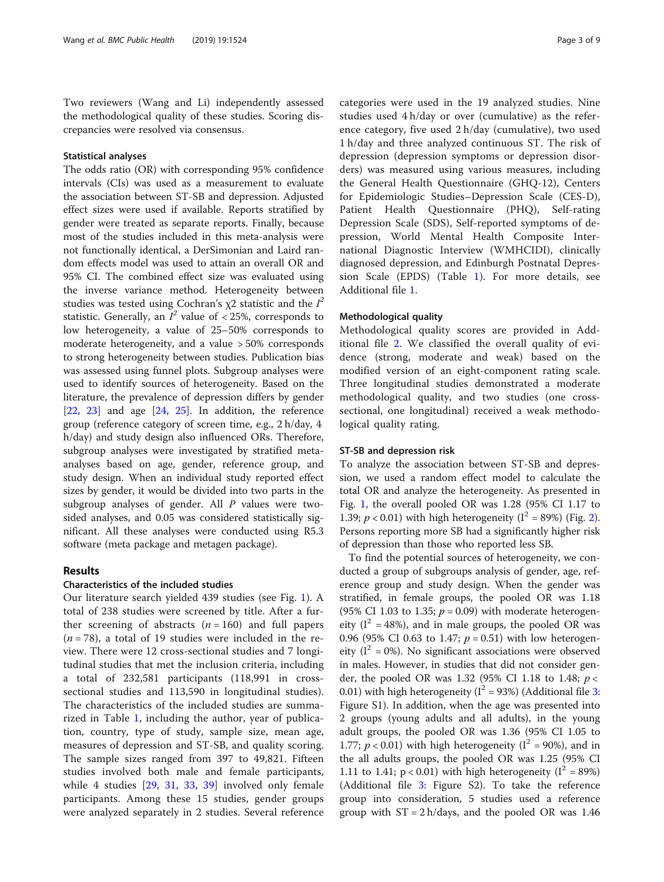Two reviewers (Wang and Li) independently assessed the methodological quality of these studies. Scoring discrepancies were resolved via consensus.

### Statistical analyses

The odds ratio (OR) with corresponding 95% confidence intervals (CIs) was used as a measurement to evaluate the association between ST-SB and depression. Adjusted effect sizes were used if available. Reports stratified by gender were treated as separate reports. Finally, because most of the studies included in this meta-analysis were not functionally identical, a DerSimonian and Laird random effects model was used to attain an overall OR and 95% CI. The combined effect size was evaluated using the inverse variance method. Heterogeneity between studies was tested using Cochran's $\chi2$ statistic and the $I^2$ statistic. Generally, an $I^2$ value of < 25%, corresponds to low heterogeneity, a value of 25–50% corresponds to moderate heterogeneity, and a value > 50% corresponds to strong heterogeneity between studies. Publication bias was assessed using funnel plots. Subgroup analyses were used to identify sources of heterogeneity. Based on the literature, the prevalence of depression differs by gender [22, 23] and age [24, 25]. In addition, the reference group (reference category of screen time, e.g., 2 h/day, 4 h/day) and study design also influenced ORs. Therefore, subgroup analyses were investigated by stratified meta-analyses based on age, gender, reference group, and study design. When an individual study reported effect sizes by gender, it would be divided into two parts in the subgroup analyses of gender. All *P* values were two-sided analyses, and 0.05 was considered statistically significant. All these analyses were conducted using R5.3 software (meta package and metagen package).

## Results

### Characteristics of the included studies

Our literature search yielded 439 studies (see Fig. 1). A total of 238 studies were screened by title. After a further screening of abstracts ($n = 160$) and full papers ($n = 78$), a total of 19 studies were included in the review. There were 12 cross-sectional studies and 7 longitudinal studies that met the inclusion criteria, including a total of 232,581 participants (118,991 in cross-sectional studies and 113,590 in longitudinal studies). The characteristics of the included studies are summarized in Table 1, including the author, year of publication, country, type of study, sample size, mean age, measures of depression and ST-SB, and quality scoring. The sample sizes ranged from 397 to 49,821. Fifteen studies involved both male and female participants, while 4 studies [29, 31, 33, 39] involved only female participants. Among these 15 studies, gender groups were analyzed separately in 2 studies. Several reference categories were used in the 19 analyzed studies. Nine studies used 4 h/day or over (cumulative) as the reference category, five used 2 h/day (cumulative), two used 1 h/day and three analyzed continuous ST. The risk of depression (depression symptoms or depression disorders) was measured using various measures, including the General Health Questionnaire (GHQ-12), Centers for Epidemiologic Studies–Depression Scale (CES-D), Patient Health Questionnaire (PHQ), Self-rating Depression Scale (SDS), Self-reported symptoms of depression, World Mental Health Composite International Diagnostic Interview (WMHCIDI), clinically diagnosed depression, and Edinburgh Postnatal Depression Scale (EPDS) (Table 1). For more details, see Additional file 1.

### Methodological quality

Methodological quality scores are provided in Additional file 2. We classified the overall quality of evidence (strong, moderate and weak) based on the modified version of an eight-component rating scale. Three longitudinal studies demonstrated a moderate methodological quality, and two studies (one cross-sectional, one longitudinal) received a weak methodological quality rating.

### ST-SB and depression risk

To analyze the association between ST-SB and depression, we used a random effect model to calculate the total OR and analyze the heterogeneity. As presented in Fig. 1, the overall pooled OR was 1.28 (95% CI 1.17 to 1.39; $p < 0.01$) with high heterogeneity ($I^2 = 89\%$) (Fig. 2). Persons reporting more SB had a significantly higher risk of depression than those who reported less SB.

To find the potential sources of heterogeneity, we conducted a group of subgroups analysis of gender, age, reference group and study design. When the gender was stratified, in female groups, the pooled OR was 1.18 (95% CI 1.03 to 1.35; $p = 0.09$) with moderate heterogeneity ($I^2 = 48\%$), and in male groups, the pooled OR was 0.96 (95% CI 0.63 to 1.47; $p = 0.51$) with low heterogeneity ($I^2 = 0\%$). No significant associations were observed in males. However, in studies that did not consider gender, the pooled OR was 1.32 (95% CI 1.18 to 1.48; $p < 0.01$) with high heterogeneity ($I^2 = 93\%$) (Additional file 3: Figure S1). In addition, when the age was presented into 2 groups (young adults and all adults), in the young adult groups, the pooled OR was 1.36 (95% CI 1.05 to 1.77; $p < 0.01$) with high heterogeneity ($I^2 = 90\%$), and in the all adults groups, the pooled OR was 1.25 (95% CI 1.11 to 1.41; $p < 0.01$) with high heterogeneity ($I^2 = 89\%$) (Additional file 3: Figure S2). To take the reference group into consideration, 5 studies used a reference group with ST = 2 h/days, and the pooled OR was 1.46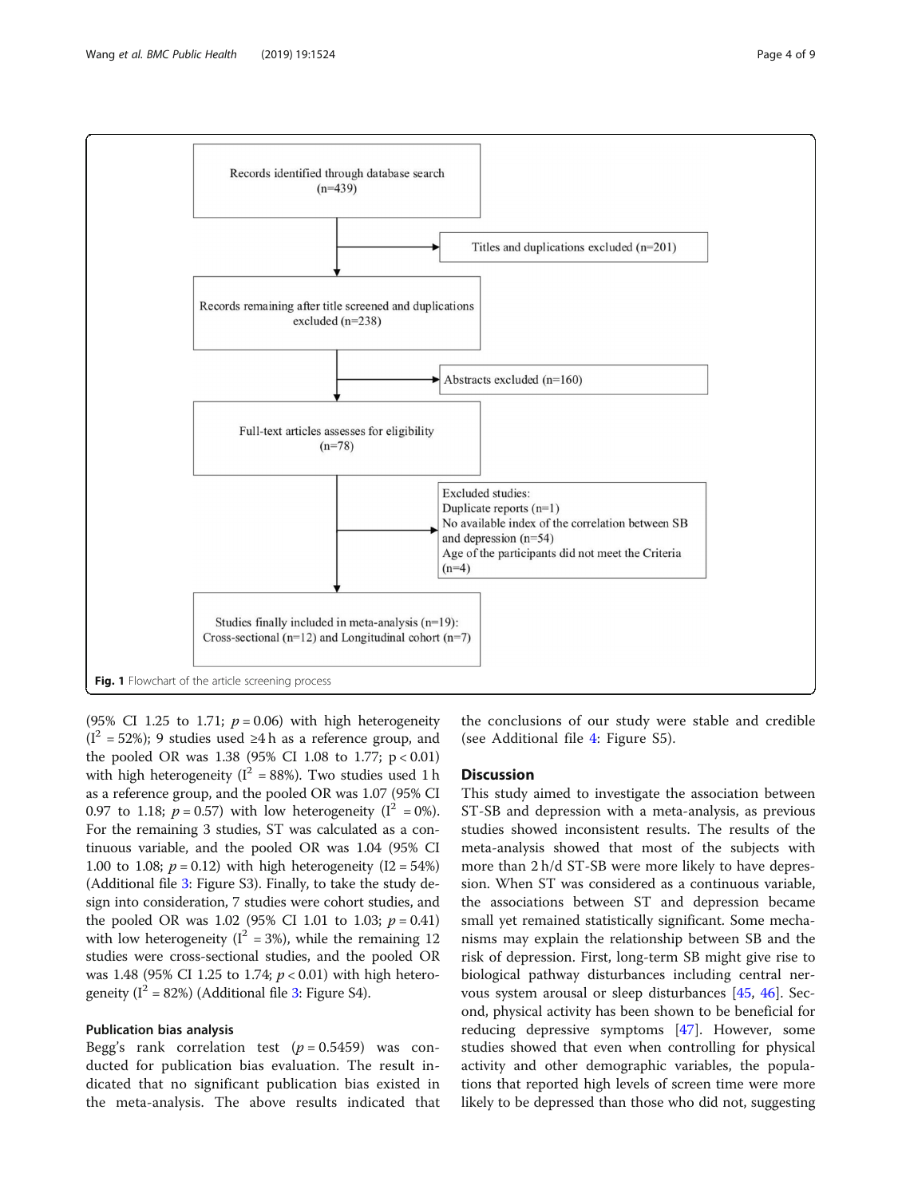Records identified through database search (n=439)

Titles and duplications excluded (n=201)

Records remaining after title screened and duplications excluded (n=238)

Abstracts excluded (n=160)

Full-text articles assesses for eligibility (n=78)

Excluded studies:
Duplicate reports (n=1)
No available index of the correlation between SB and depression (n=54)
Age of the participants did not meet the Criteria (n=4)

Studies finally included in meta-analysis (n=19): Cross-sectional (n=12) and Longitudinal cohort (n=7)

**Fig. 1** Flowchart of the article screening process

(95% CI 1.25 to 1.71; $p = 0.06$) with high heterogeneity ($I^2 = 52\%$); 9 studies used ≥4 h as a reference group, and the pooled OR was 1.38 (95% CI 1.08 to 1.77; $p < 0.01$) with high heterogeneity ($I^2 = 88\%$). Two studies used 1 h as a reference group, and the pooled OR was 1.07 (95% CI 0.97 to 1.18; $p = 0.57$) with low heterogeneity ($I^2 = 0\%$). For the remaining 3 studies, ST was calculated as a continuous variable, and the pooled OR was 1.04 (95% CI 1.00 to 1.08; $p = 0.12$) with high heterogeneity (I2 = 54%) (Additional file 3: Figure S3). Finally, to take the study design into consideration, 7 studies were cohort studies, and the pooled OR was 1.02 (95% CI 1.01 to 1.03; $p = 0.41$) with low heterogeneity ($I^2 = 3\%$), while the remaining 12 studies were cross-sectional studies, and the pooled OR was 1.48 (95% CI 1.25 to 1.74; $p < 0.01$) with high heterogeneity ($I^2 = 82\%$) (Additional file 3: Figure S4).

### Publication bias analysis

Begg's rank correlation test ($p = 0.5459$) was conducted for publication bias evaluation. The result indicated that no significant publication bias existed in the meta-analysis. The above results indicated that the conclusions of our study were stable and credible (see Additional file 4: Figure S5).

## Discussion

This study aimed to investigate the association between ST-SB and depression with a meta-analysis, as previous studies showed inconsistent results. The results of the meta-analysis showed that most of the subjects with more than 2 h/d ST-SB were more likely to have depression. When ST was considered as a continuous variable, the associations between ST and depression became small yet remained statistically significant. Some mechanisms may explain the relationship between SB and the risk of depression. First, long-term SB might give rise to biological pathway disturbances including central nervous system arousal or sleep disturbances [45, 46]. Second, physical activity has been shown to be beneficial for reducing depressive symptoms [47]. However, some studies showed that even when controlling for physical activity and other demographic variables, the populations that reported high levels of screen time were more likely to be depressed than those who did not, suggesting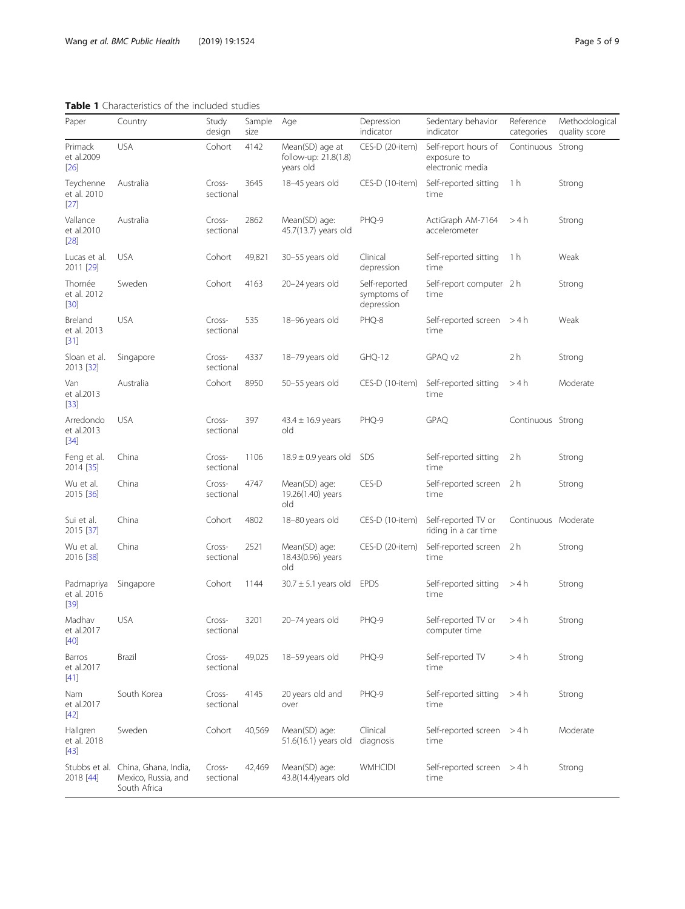**Table 1** Characteristics of the included studies

| Paper | Country | Study design | Sample size | Age | Depression indicator | Sedentary behavior indicator | Reference categories | Methodological quality score |
|---|---|---|---|---|---|---|---|---|
| Primack et al.2009 [26] | USA | Cohort | 4142 | Mean(SD) age at follow-up: 21.8(1.8) years old | CES-D (20-item) | Self-report hours of exposure to electronic media | Continuous | Strong |
| Teychenne et al. 2010 [27] | Australia | Cross-sectional | 3645 | 18–45 years old | CES-D (10-item) | Self-reported sitting time | 1 h | Strong |
| Vallance et al.2010 [28] | Australia | Cross-sectional | 2862 | Mean(SD) age: 45.7(13.7) years old | PHQ-9 | ActiGraph AM-7164 accelerometer | > 4 h | Strong |
| Lucas et al. 2011 [29] | USA | Cohort | 49,821 | 30–55 years old | Clinical depression | Self-reported sitting time | 1 h | Weak |
| Thomée et al. 2012 [30] | Sweden | Cohort | 4163 | 20–24 years old | Self-reported symptoms of depression | Self-report computer time | 2 h | Strong |
| Breland et al. 2013 [31] | USA | Cross-sectional | 535 | 18–96 years old | PHQ-8 | Self-reported screen time | > 4 h | Weak |
| Sloan et al. 2013 [32] | Singapore | Cross-sectional | 4337 | 18–79 years old | GHQ-12 | GPAQ v2 | 2 h | Strong |
| Van et al.2013 [33] | Australia | Cohort | 8950 | 50–55 years old | CES-D (10-item) | Self-reported sitting time | > 4 h | Moderate |
| Arredondo et al.2013 [34] | USA | Cross-sectional | 397 | 43.4 ± 16.9 years old | PHQ-9 | GPAQ | Continuous | Strong |
| Feng et al. 2014 [35] | China | Cross-sectional | 1106 | 18.9 ± 0.9 years old | SDS | Self-reported sitting time | 2 h | Strong |
| Wu et al. 2015 [36] | China | Cross-sectional | 4747 | Mean(SD) age: 19.26(1.40) years old | CES-D | Self-reported screen time | 2 h | Strong |
| Sui et al. 2015 [37] | China | Cohort | 4802 | 18–80 years old | CES-D (10-item) | Self-reported TV or riding in a car time | Continuous | Moderate |
| Wu et al. 2016 [38] | China | Cross-sectional | 2521 | Mean(SD) age: 18.43(0.96) years old | CES-D (20-item) | Self-reported screen time | 2 h | Strong |
| Padmapriya et al. 2016 [39] | Singapore | Cohort | 1144 | 30.7 ± 5.1 years old | EPDS | Self-reported sitting time | > 4 h | Strong |
| Madhav et al.2017 [40] | USA | Cross-sectional | 3201 | 20–74 years old | PHQ-9 | Self-reported TV or computer time | > 4 h | Strong |
| Barros et al.2017 [41] | Brazil | Cross-sectional | 49,025 | 18–59 years old | PHQ-9 | Self-reported TV time | > 4 h | Strong |
| Nam et al.2017 [42] | South Korea | Cross-sectional | 4145 | 20 years old and over | PHQ-9 | Self-reported sitting time | > 4 h | Strong |
| Hallgren et al. 2018 [43] | Sweden | Cohort | 40,569 | Mean(SD) age: 51.6(16.1) years old | Clinical diagnosis | Self-reported screen time | > 4 h | Moderate |
| Stubbs et al. 2018 [44] | China, Ghana, India, Mexico, Russia, and South Africa | Cross-sectional | 42,469 | Mean(SD) age: 43.8(14.4)years old | WMHCIDI | Self-reported screen time | > 4 h | Strong |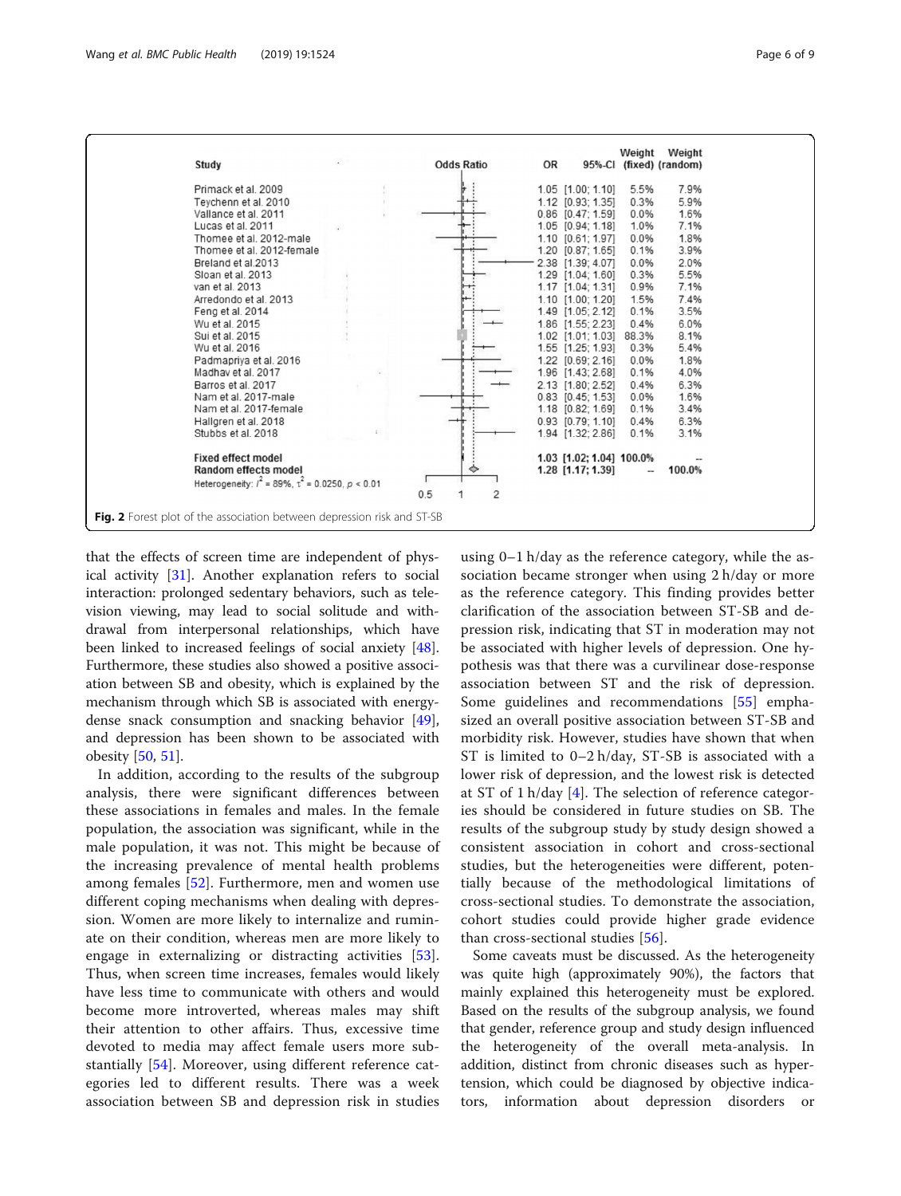| Study | OR | 95%-CI | Weight (fixed) | Weight (random) |
|---|---|---|---|---|
| Primack et al. 2009 | 1.05 | [1.00; 1.10] | 5.5% | 7.9% |
| Teychenn et al. 2010 | 1.12 | [0.93; 1.35] | 0.3% | 5.9% |
| Vallance et al. 2011 | 0.86 | [0.47; 1.59] | 0.0% | 1.6% |
| Lucas et al. 2011 | 1.05 | [0.94; 1.18] | 1.0% | 7.1% |
| Thomee et al. 2012-male | 1.10 | [0.61; 1.97] | 0.0% | 1.8% |
| Thomee et al. 2012-female | 1.20 | [0.87; 1.65] | 0.1% | 3.9% |
| Breland et al.2013 | 2.38 | [1.39; 4.07] | 0.0% | 2.0% |
| Sloan et al. 2013 | 1.29 | [1.04; 1.60] | 0.3% | 5.5% |
| van et al. 2013 | 1.17 | [1.04; 1.31] | 0.9% | 7.1% |
| Arredondo et al. 2013 | 1.10 | [1.00; 1.20] | 1.5% | 7.4% |
| Feng et al. 2014 | 1.49 | [1.05; 2.12] | 0.1% | 3.5% |
| Wu et al. 2015 | 1.86 | [1.55; 2.23] | 0.4% | 6.0% |
| Sui et al. 2015 | 1.02 | [1.01; 1.03] | 88.3% | 8.1% |
| Wu et al. 2016 | 1.55 | [1.25; 1.93] | 0.3% | 5.4% |
| Padmapriya et al. 2016 | 1.22 | [0.69; 2.16] | 0.0% | 1.8% |
| Madhav et al. 2017 | 1.96 | [1.43; 2.68] | 0.1% | 4.0% |
| Barros et al. 2017 | 2.13 | [1.80; 2.52] | 0.4% | 6.3% |
| Nam et al. 2017-male | 0.83 | [0.45; 1.53] | 0.0% | 1.6% |
| Nam et al. 2017-female | 1.18 | [0.82; 1.69] | 0.1% | 3.4% |
| Hallgren et al. 2018 | 0.93 | [0.79; 1.10] | 0.4% | 6.3% |
| Stubbs et al. 2018 | 1.94 | [1.32; 2.86] | 0.1% | 3.1% |
| **Fixed effect model** | **1.03** | **[1.02; 1.04]** | **100.0%** | -- |
| **Random effects model** | **1.28** | **[1.17; 1.39]** | -- | **100.0%** |

Heterogeneity: $I^2 = 89\%$, $\tau^2 = 0.0250$, $p < 0.01$

**Fig. 2** Forest plot of the association between depression risk and ST-SB

that the effects of screen time are independent of physical activity [31]. Another explanation refers to social interaction: prolonged sedentary behaviors, such as television viewing, may lead to social solitude and withdrawal from interpersonal relationships, which have been linked to increased feelings of social anxiety [48]. Furthermore, these studies also showed a positive association between SB and obesity, which is explained by the mechanism through which SB is associated with energy-dense snack consumption and snacking behavior [49], and depression has been shown to be associated with obesity [50, 51].

In addition, according to the results of the subgroup analysis, there were significant differences between these associations in females and males. In the female population, the association was significant, while in the male population, it was not. This might be because of the increasing prevalence of mental health problems among females [52]. Furthermore, men and women use different coping mechanisms when dealing with depression. Women are more likely to internalize and ruminate on their condition, whereas men are more likely to engage in externalizing or distracting activities [53]. Thus, when screen time increases, females would likely have less time to communicate with others and would become more introverted, whereas males may shift their attention to other affairs. Thus, excessive time devoted to media may affect female users more substantially [54]. Moreover, using different reference categories led to different results. There was a week association between SB and depression risk in studies using 0–1 h/day as the reference category, while the association became stronger when using 2 h/day or more as the reference category. This finding provides better clarification of the association between ST-SB and depression risk, indicating that ST in moderation may not be associated with higher levels of depression. One hypothesis was that there was a curvilinear dose-response association between ST and the risk of depression. Some guidelines and recommendations [55] emphasized an overall positive association between ST-SB and morbidity risk. However, studies have shown that when ST is limited to 0–2 h/day, ST-SB is associated with a lower risk of depression, and the lowest risk is detected at ST of 1 h/day [4]. The selection of reference categories should be considered in future studies on SB. The results of the subgroup study by study design showed a consistent association in cohort and cross-sectional studies, but the heterogeneities were different, potentially because of the methodological limitations of cross-sectional studies. To demonstrate the association, cohort studies could provide higher grade evidence than cross-sectional studies [56].

Some caveats must be discussed. As the heterogeneity was quite high (approximately 90%), the factors that mainly explained this heterogeneity must be explored. Based on the results of the subgroup analysis, we found that gender, reference group and study design influenced the heterogeneity of the overall meta-analysis. In addition, distinct from chronic diseases such as hypertension, which could be diagnosed by objective indicators, information about depression disorders or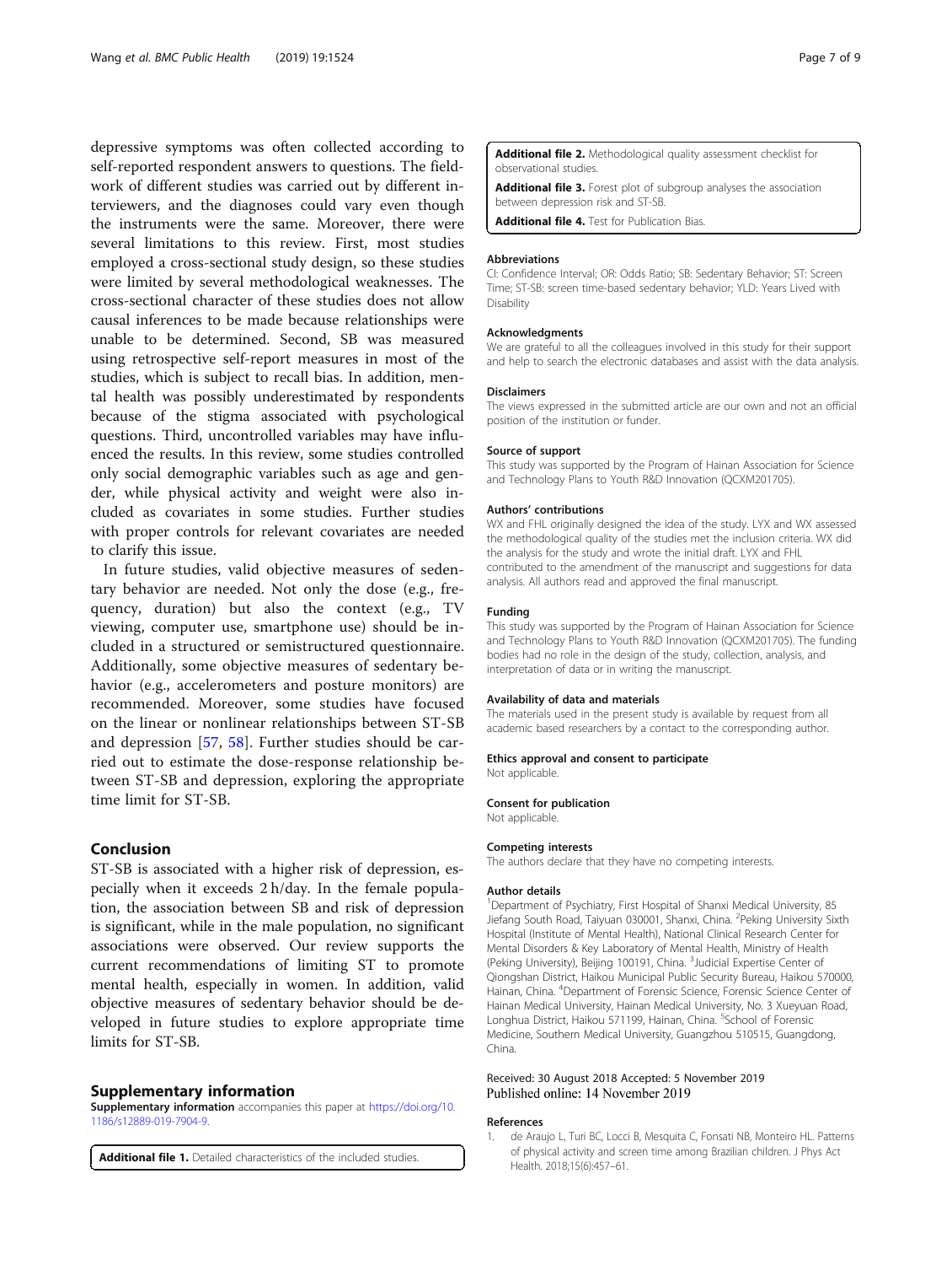depressive symptoms was often collected according to self-reported respondent answers to questions. The fieldwork of different studies was carried out by different interviewers, and the diagnoses could vary even though the instruments were the same. Moreover, there were several limitations to this review. First, most studies employed a cross-sectional study design, so these studies were limited by several methodological weaknesses. The cross-sectional character of these studies does not allow causal inferences to be made because relationships were unable to be determined. Second, SB was measured using retrospective self-report measures in most of the studies, which is subject to recall bias. In addition, mental health was possibly underestimated by respondents because of the stigma associated with psychological questions. Third, uncontrolled variables may have influenced the results. In this review, some studies controlled only social demographic variables such as age and gender, while physical activity and weight were also included as covariates in some studies. Further studies with proper controls for relevant covariates are needed to clarify this issue.

In future studies, valid objective measures of sedentary behavior are needed. Not only the dose (e.g., frequency, duration) but also the context (e.g., TV viewing, computer use, smartphone use) should be included in a structured or semistructured questionnaire. Additionally, some objective measures of sedentary behavior (e.g., accelerometers and posture monitors) are recommended. Moreover, some studies have focused on the linear or nonlinear relationships between ST-SB and depression [57, 58]. Further studies should be carried out to estimate the dose-response relationship between ST-SB and depression, exploring the appropriate time limit for ST-SB.

## Conclusion

ST-SB is associated with a higher risk of depression, especially when it exceeds 2 h/day. In the female population, the association between SB and risk of depression is significant, while in the male population, no significant associations were observed. Our review supports the current recommendations of limiting ST to promote mental health, especially in women. In addition, valid objective measures of sedentary behavior should be developed in future studies to explore appropriate time limits for ST-SB.

## Supplementary information

**Supplementary information** accompanies this paper at https://doi.org/10.1186/s12889-019-7904-9.

**Additional file 1.** Detailed characteristics of the included studies.

**Additional file 2.** Methodological quality assessment checklist for observational studies.

**Additional file 3.** Forest plot of subgroup analyses the association between depression risk and ST-SB.

**Additional file 4.** Test for Publication Bias.

### Abbreviations

CI: Confidence Interval; OR: Odds Ratio; SB: Sedentary Behavior; ST: Screen Time; ST-SB: screen time-based sedentary behavior; YLD: Years Lived with Disability

### Acknowledgments

We are grateful to all the colleagues involved in this study for their support and help to search the electronic databases and assist with the data analysis.

### Disclaimers

The views expressed in the submitted article are our own and not an official position of the institution or funder.

### Source of support

This study was supported by the Program of Hainan Association for Science and Technology Plans to Youth R&D Innovation (QCXM201705).

### Authors' contributions

WX and FHL originally designed the idea of the study. LYX and WX assessed the methodological quality of the studies met the inclusion criteria. WX did the analysis for the study and wrote the initial draft. LYX and FHL contributed to the amendment of the manuscript and suggestions for data analysis. All authors read and approved the final manuscript.

### Funding

This study was supported by the Program of Hainan Association for Science and Technology Plans to Youth R&D Innovation (QCXM201705). The funding bodies had no role in the design of the study, collection, analysis, and interpretation of data or in writing the manuscript.

### Availability of data and materials

The materials used in the present study is available by request from all academic based researchers by a contact to the corresponding author.

### Ethics approval and consent to participate

Not applicable.

### Consent for publication

Not applicable.

### Competing interests

The authors declare that they have no competing interests.

### Author details

[1]Department of Psychiatry, First Hospital of Shanxi Medical University, 85 Jiefang South Road, Taiyuan 030001, Shanxi, China. [2]Peking University Sixth Hospital (Institute of Mental Health), National Clinical Research Center for Mental Disorders & Key Laboratory of Mental Health, Ministry of Health (Peking University), Beijing 100191, China. [3]Judicial Expertise Center of Qiongshan District, Haikou Municipal Public Security Bureau, Haikou 570000, Hainan, China. [4]Department of Forensic Science, Forensic Science Center of Hainan Medical University, Hainan Medical University, No. 3 Xueyuan Road, Longhua District, Haikou 571199, Hainan, China. [5]School of Forensic Medicine, Southern Medical University, Guangzhou 510515, Guangdong, China.

Received: 30 August 2018 Accepted: 5 November 2019
Published online: 14 November 2019

### References

1. de Araujo L, Turi BC, Locci B, Mesquita C, Fonsati NB, Monteiro HL. Patterns of physical activity and screen time among Brazilian children. J Phys Act Health. 2018;15(6):457–61.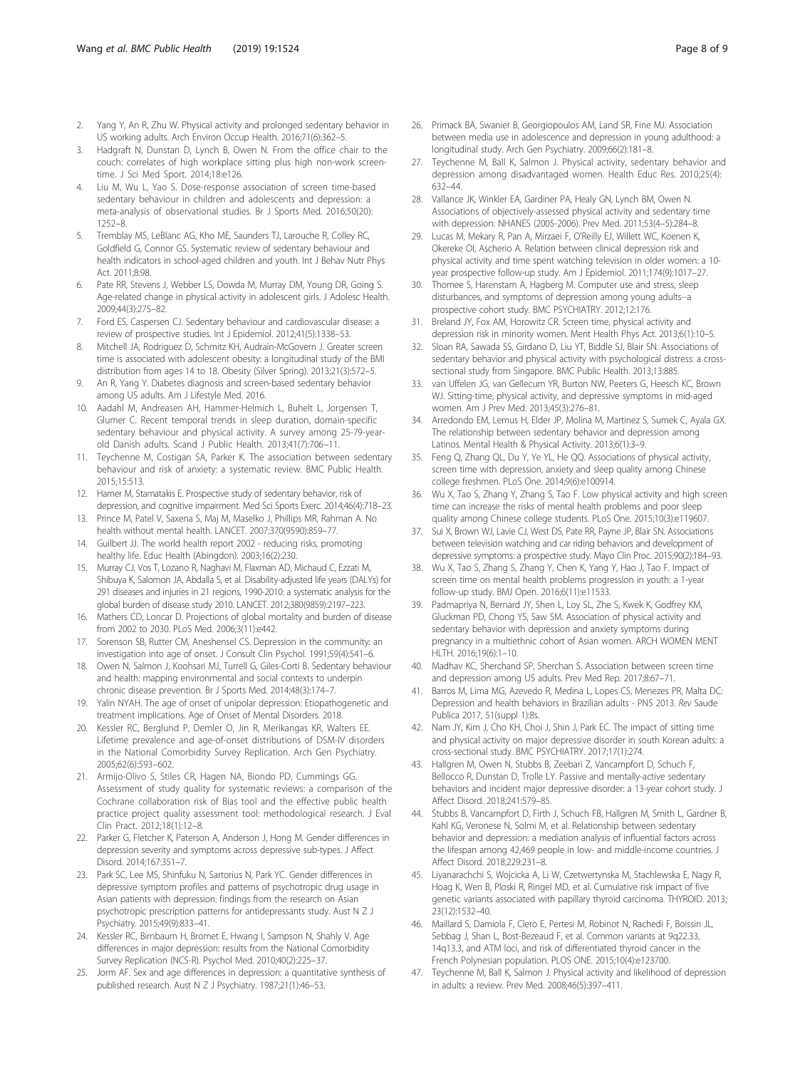2. Yang Y, An R, Zhu W. Physical activity and prolonged sedentary behavior in US working adults. Arch Environ Occup Health. 2016;71(6):362–5.
3. Hadgraft N, Dunstan D, Lynch B, Owen N. From the office chair to the couch: correlates of high workplace sitting plus high non-work screen-time. J Sci Med Sport. 2014;18:e126.
4. Liu M, Wu L, Yao S. Dose-response association of screen time-based sedentary behaviour in children and adolescents and depression: a meta-analysis of observational studies. Br J Sports Med. 2016;50(20):1252–8.
5. Tremblay MS, LeBlanc AG, Kho ME, Saunders TJ, Larouche R, Colley RC, Goldfield G, Connor GS. Systematic review of sedentary behaviour and health indicators in school-aged children and youth. Int J Behav Nutr Phys Act. 2011;8:98.
6. Pate RR, Stevens J, Webber LS, Dowda M, Murray DM, Young DR, Going S. Age-related change in physical activity in adolescent girls. J Adolesc Health. 2009;44(3):275–82.
7. Ford ES, Caspersen CJ. Sedentary behaviour and cardiovascular disease: a review of prospective studies. Int J Epidemiol. 2012;41(5):1338–53.
8. Mitchell JA, Rodriguez D, Schmitz KH, Audrain-McGovern J. Greater screen time is associated with adolescent obesity: a longitudinal study of the BMI distribution from ages 14 to 18. Obesity (Silver Spring). 2013;21(3):572–5.
9. An R, Yang Y. Diabetes diagnosis and screen-based sedentary behavior among US adults. Am J Lifestyle Med. 2016.
10. Aadahl M, Andreasen AH, Hammer-Helmich L, Buhelt L, Jorgensen T, Glumer C. Recent temporal trends in sleep duration, domain-specific sedentary behaviour and physical activity. A survey among 25-79-year-old Danish adults. Scand J Public Health. 2013;41(7):706–11.
11. Teychenne M, Costigan SA, Parker K. The association between sedentary behaviour and risk of anxiety: a systematic review. BMC Public Health. 2015;15:513.
12. Hamer M, Stamatakis E. Prospective study of sedentary behavior, risk of depression, and cognitive impairment. Med Sci Sports Exerc. 2014;46(4):718–23.
13. Prince M, Patel V, Saxena S, Maj M, Maselko J, Phillips MR, Rahman A. No health without mental health. LANCET. 2007;370(9590):859–77.
14. Guilbert JJ. The world health report 2002 - reducing risks, promoting healthy life. Educ Health (Abingdon). 2003;16(2):230.
15. Murray CJ, Vos T, Lozano R, Naghavi M, Flaxman AD, Michaud C, Ezzati M, Shibuya K, Salomon JA, Abdalla S, et al. Disability-adjusted life years (DALYs) for 291 diseases and injuries in 21 regions, 1990-2010: a systematic analysis for the global burden of disease study 2010. LANCET. 2012;380(9859):2197–223.
16. Mathers CD, Loncar D. Projections of global mortality and burden of disease from 2002 to 2030. PLoS Med. 2006;3(11):e442.
17. Sorenson SB, Rutter CM, Aneshensel CS. Depression in the community: an investigation into age of onset. J Consult Clin Psychol. 1991;59(4):541–6.
18. Owen N, Salmon J, Koohsari MJ, Turrell G, Giles-Corti B. Sedentary behaviour and health: mapping environmental and social contexts to underpin chronic disease prevention. Br J Sports Med. 2014;48(3):174–7.
19. Yalin NYAH. The age of onset of unipolar depression: Etiopathogenetic and treatment implications. Age of Onset of Mental Disorders. 2018.
20. Kessler RC, Berglund P, Demler O, Jin R, Merikangas KR, Walters EE. Lifetime prevalence and age-of-onset distributions of DSM-IV disorders in the National Comorbidity Survey Replication. Arch Gen Psychiatry. 2005;62(6):593–602.
21. Armijo-Olivo S, Stiles CR, Hagen NA, Biondo PD, Cummings GG. Assessment of study quality for systematic reviews: a comparison of the Cochrane collaboration risk of Bias tool and the effective public health practice project quality assessment tool: methodological research. J Eval Clin Pract. 2012;18(1):12–8.
22. Parker G, Fletcher K, Paterson A, Anderson J, Hong M. Gender differences in depression severity and symptoms across depressive sub-types. J Affect Disord. 2014;167:351–7.
23. Park SC, Lee MS, Shinfuku N, Sartorius N, Park YC. Gender differences in depressive symptom profiles and patterns of psychotropic drug usage in Asian patients with depression: findings from the research on Asian psychotropic prescription patterns for antidepressants study. Aust N Z J Psychiatry. 2015;49(9):833–41.
24. Kessler RC, Birnbaum H, Bromet E, Hwang I, Sampson N, Shahly V. Age differences in major depression: results from the National Comorbidity Survey Replication (NCS-R). Psychol Med. 2010;40(2):225–37.
25. Jorm AF. Sex and age differences in depression: a quantitative synthesis of published research. Aust N Z J Psychiatry. 1987;21(1):46–53.
26. Primack BA, Swanier B, Georgiopoulos AM, Land SR, Fine MJ. Association between media use in adolescence and depression in young adulthood: a longitudinal study. Arch Gen Psychiatry. 2009;66(2):181–8.
27. Teychenne M, Ball K, Salmon J. Physical activity, sedentary behavior and depression among disadvantaged women. Health Educ Res. 2010;25(4):632–44.
28. Vallance JK, Winkler EA, Gardiner PA, Healy GN, Lynch BM, Owen N. Associations of objectively-assessed physical activity and sedentary time with depression: NHANES (2005-2006). Prev Med. 2011;53(4–5):284–8.
29. Lucas M, Mekary R, Pan A, Mirzaei F, O'Reilly EJ, Willett WC, Koenen K, Okereke OI, Ascherio A. Relation between clinical depression risk and physical activity and time spent watching television in older women: a 10-year prospective follow-up study. Am J Epidemiol. 2011;174(9):1017–27.
30. Thomee S, Harenstam A, Hagberg M. Computer use and stress, sleep disturbances, and symptoms of depression among young adults--a prospective cohort study. BMC PSYCHIATRY. 2012;12:176.
31. Breland JY, Fox AM, Horowitz CR. Screen time, physical activity and depression risk in minority women. Ment Health Phys Act. 2013;6(1):10–5.
32. Sloan RA, Sawada SS, Girdano D, Liu YT, Biddle SJ, Blair SN. Associations of sedentary behavior and physical activity with psychological distress: a cross-sectional study from Singapore. BMC Public Health. 2013;13:885.
33. van Uffelen JG, van Gellecum YR, Burton NW, Peeters G, Heesch KC, Brown WJ. Sitting-time, physical activity, and depressive symptoms in mid-aged women. Am J Prev Med. 2013;45(3):276–81.
34. Arredondo EM, Lemus H, Elder JP, Molina M, Martinez S, Sumek C, Ayala GX. The relationship between sedentary behavior and depression among Latinos. Mental Health & Physical Activity. 2013;6(1):3–9.
35. Feng Q, Zhang QL, Du Y, Ye YL, He QQ. Associations of physical activity, screen time with depression, anxiety and sleep quality among Chinese college freshmen. PLoS One. 2014;9(6):e100914.
36. Wu X, Tao S, Zhang Y, Zhang S, Tao F. Low physical activity and high screen time can increase the risks of mental health problems and poor sleep quality among Chinese college students. PLoS One. 2015;10(3):e119607.
37. Sui X, Brown WJ, Lavie CJ, West DS, Pate RR, Payne JP, Blair SN. Associations between television watching and car riding behaviors and development of depressive symptoms: a prospective study. Mayo Clin Proc. 2015;90(2):184–93.
38. Wu X, Tao S, Zhang S, Zhang Y, Chen K, Yang Y, Hao J, Tao F. Impact of screen time on mental health problems progression in youth: a 1-year follow-up study. BMJ Open. 2016;6(11):e11533.
39. Padmapriya N, Bernard JY, Shen L, Loy SL, Zhe S, Kwek K, Godfrey KM, Gluckman PD, Chong YS, Saw SM. Association of physical activity and sedentary behavior with depression and anxiety symptoms during pregnancy in a multiethnic cohort of Asian women. ARCH WOMEN MENT HLTH. 2016;19(6):1–10.
40. Madhav KC, Sherchand SP, Sherchan S. Association between screen time and depression among US adults. Prev Med Rep. 2017;8:67–71.
41. Barros M, Lima MG, Azevedo R, Medina L, Lopes CS, Menezes PR, Malta DC: Depression and health behaviors in Brazilian adults - PNS 2013. *Rev Saude Publica* 2017, 51(suppl 1):8s.
42. Nam JY, Kim J, Cho KH, Choi J, Shin J, Park EC. The impact of sitting time and physical activity on major depressive disorder in south Korean adults: a cross-sectional study. BMC PSYCHIATRY. 2017;17(1):274.
43. Hallgren M, Owen N, Stubbs B, Zeebari Z, Vancampfort D, Schuch F, Bellocco R, Dunstan D, Trolle LY. Passive and mentally-active sedentary behaviors and incident major depressive disorder: a 13-year cohort study. J Affect Disord. 2018;241:579–85.
44. Stubbs B, Vancampfort D, Firth J, Schuch FB, Hallgren M, Smith L, Gardner B, Kahl KG, Veronese N, Solmi M, et al. Relationship between sedentary behavior and depression: a mediation analysis of influential factors across the lifespan among 42,469 people in low- and middle-income countries. J Affect Disord. 2018;229:231–8.
45. Liyanarachchi S, Wojcicka A, Li W, Czetwertynska M, Stachlewska E, Nagy R, Hoag K, Wen B, Ploski R, Ringel MD, et al. Cumulative risk impact of five genetic variants associated with papillary thyroid carcinoma. THYROID. 2013;23(12):1532–40.
46. Maillard S, Damiola F, Clero E, Pertesi M, Robinot N, Rachedi F, Boissin JL, Sebbag J, Shan L, Bost-Bezeaud F, et al. Common variants at 9q22.33, 14q13.3, and ATM loci, and risk of differentiated thyroid cancer in the French Polynesian population. PLOS ONE. 2015;10(4):e123700.
47. Teychenne M, Ball K, Salmon J. Physical activity and likelihood of depression in adults: a review. Prev Med. 2008;46(5):397–411.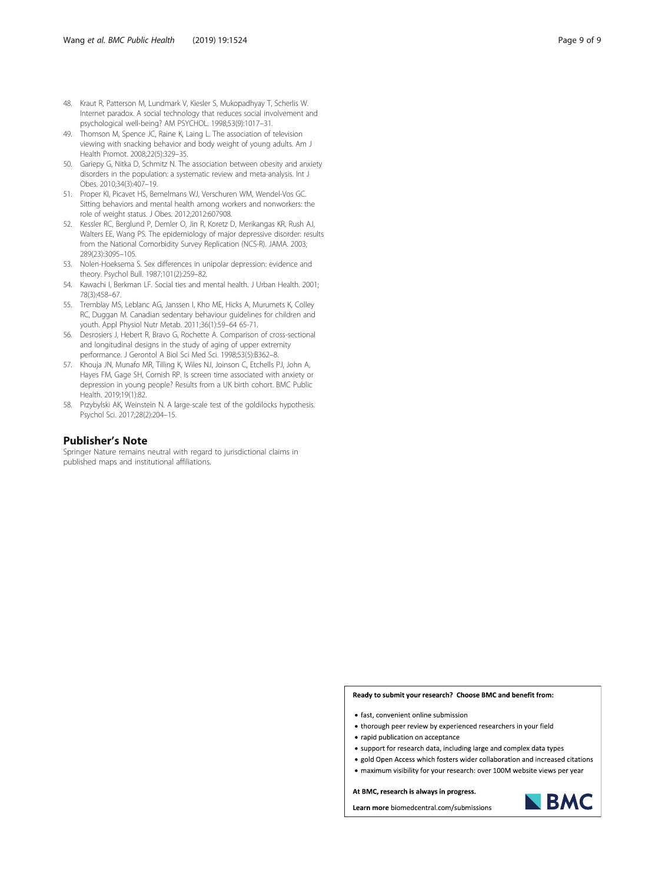48. Kraut R, Patterson M, Lundmark V, Kiesler S, Mukopadhyay T, Scherlis W. Internet paradox. A social technology that reduces social involvement and psychological well-being? AM PSYCHOL. 1998;53(9):1017–31.
49. Thomson M, Spence JC, Raine K, Laing L. The association of television viewing with snacking behavior and body weight of young adults. Am J Health Promot. 2008;22(5):329–35.
50. Gariepy G, Nitka D, Schmitz N. The association between obesity and anxiety disorders in the population: a systematic review and meta-analysis. Int J Obes. 2010;34(3):407–19.
51. Proper KI, Picavet HS, Bemelmans WJ, Verschuren WM, Wendel-Vos GC. Sitting behaviors and mental health among workers and nonworkers: the role of weight status. J Obes. 2012;2012:607908.
52. Kessler RC, Berglund P, Demler O, Jin R, Koretz D, Merikangas KR, Rush AJ, Walters EE, Wang PS. The epidemiology of major depressive disorder: results from the National Comorbidity Survey Replication (NCS-R). JAMA. 2003; 289(23):3095–105.
53. Nolen-Hoeksema S. Sex differences in unipolar depression: evidence and theory. Psychol Bull. 1987;101(2):259–82.
54. Kawachi I, Berkman LF. Social ties and mental health. J Urban Health. 2001; 78(3):458–67.
55. Tremblay MS, Leblanc AG, Janssen I, Kho ME, Hicks A, Murumets K, Colley RC, Duggan M. Canadian sedentary behaviour guidelines for children and youth. Appl Physiol Nutr Metab. 2011;36(1):59–64 65-71.
56. Desrosiers J, Hebert R, Bravo G, Rochette A. Comparison of cross-sectional and longitudinal designs in the study of aging of upper extremity performance. J Gerontol A Biol Sci Med Sci. 1998;53(5):B362–8.
57. Khouja JN, Munafo MR, Tilling K, Wiles NJ, Joinson C, Etchells PJ, John A, Hayes FM, Gage SH, Cornish RP. Is screen time associated with anxiety or depression in young people? Results from a UK birth cohort. BMC Public Health. 2019;19(1):82.
58. Przybylski AK, Weinstein N. A large-scale test of the goldilocks hypothesis. Psychol Sci. 2017;28(2):204–15.

## Publisher's Note

Springer Nature remains neutral with regard to jurisdictional claims in published maps and institutional affiliations.

**Ready to submit your research? Choose BMC and benefit from:**

- fast, convenient online submission
- thorough peer review by experienced researchers in your field
- rapid publication on acceptance
- support for research data, including large and complex data types
- gold Open Access which fosters wider collaboration and increased citations
- maximum visibility for your research: over 100M website views per year

**At BMC, research is always in progress.**

**Learn more** biomedcentral.com/submissions

BMC